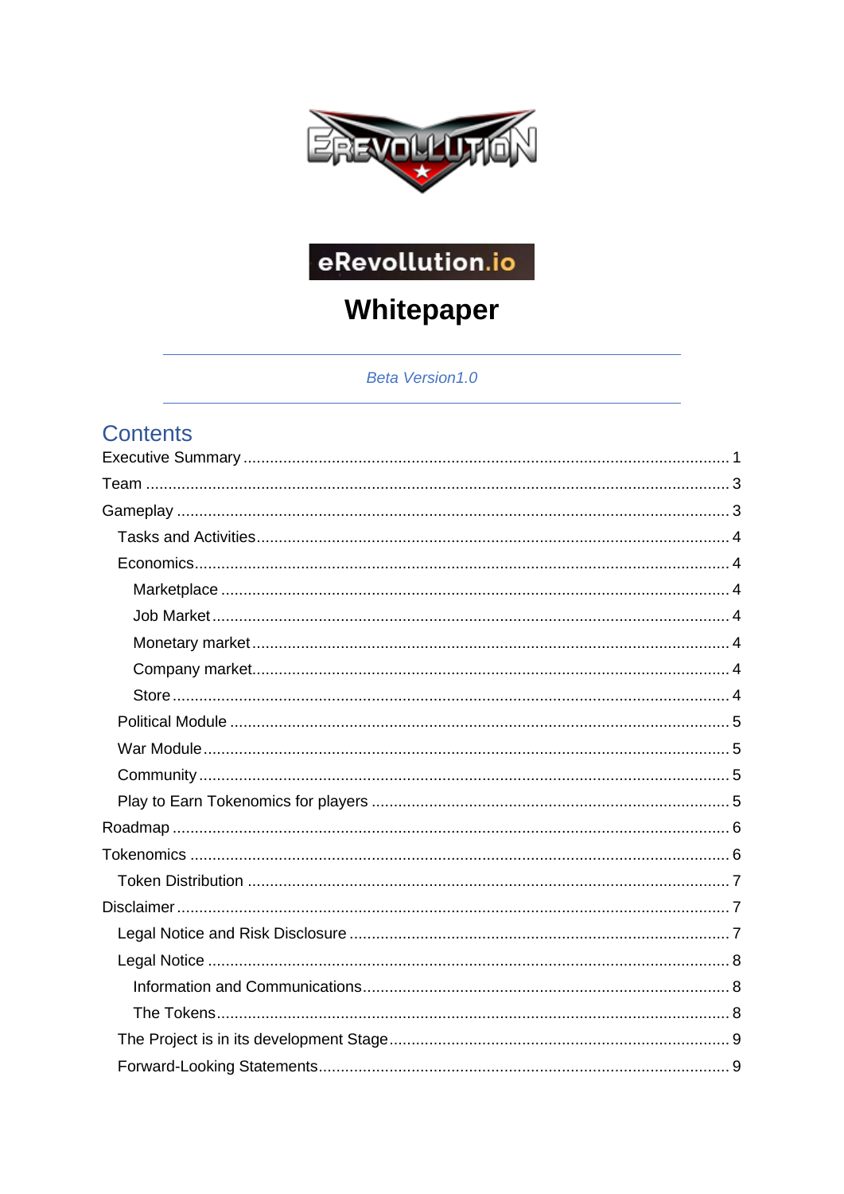eRevollution.io

# Whitepaper

*Beta Version1.0*

## Contents

- Executive Summary ........ 1
- Team ........ 3
- Gameplay ........ 3
  - Tasks and Activities ........ 4
  - Economics ........ 4
    - Marketplace ........ 4
    - Job Market ........ 4
    - Monetary market ........ 4
    - Company market ........ 4
    - Store ........ 4
  - Political Module ........ 5
  - War Module ........ 5
  - Community ........ 5
  - Play to Earn Tokenomics for players ........ 5
- Roadmap ........ 6
- Tokenomics ........ 6
  - Token Distribution ........ 7
- Disclaimer ........ 7
  - Legal Notice and Risk Disclosure ........ 7
  - Legal Notice ........ 8
    - Information and Communications ........ 8
    - The Tokens ........ 8
  - The Project is in its development Stage ........ 9
  - Forward-Looking Statements ........ 9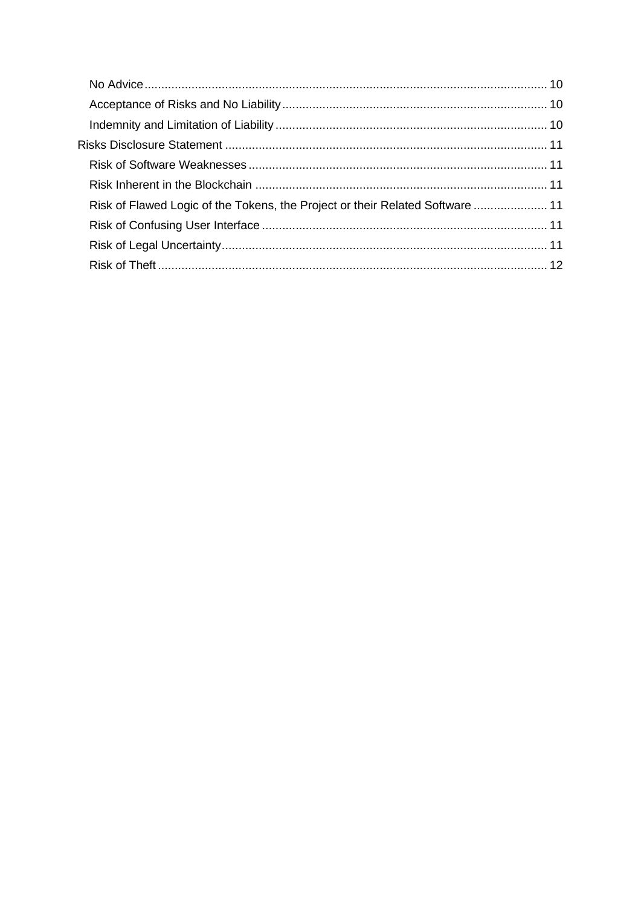- No Advice ........ 10
- Acceptance of Risks and No Liability ........ 10
- Indemnity and Limitation of Liability ........ 10

Risks Disclosure Statement ........ 11

- Risk of Software Weaknesses ........ 11
- Risk Inherent in the Blockchain ........ 11
- Risk of Flawed Logic of the Tokens, the Project or their Related Software ........ 11
- Risk of Confusing User Interface ........ 11
- Risk of Legal Uncertainty ........ 11
- Risk of Theft ........ 12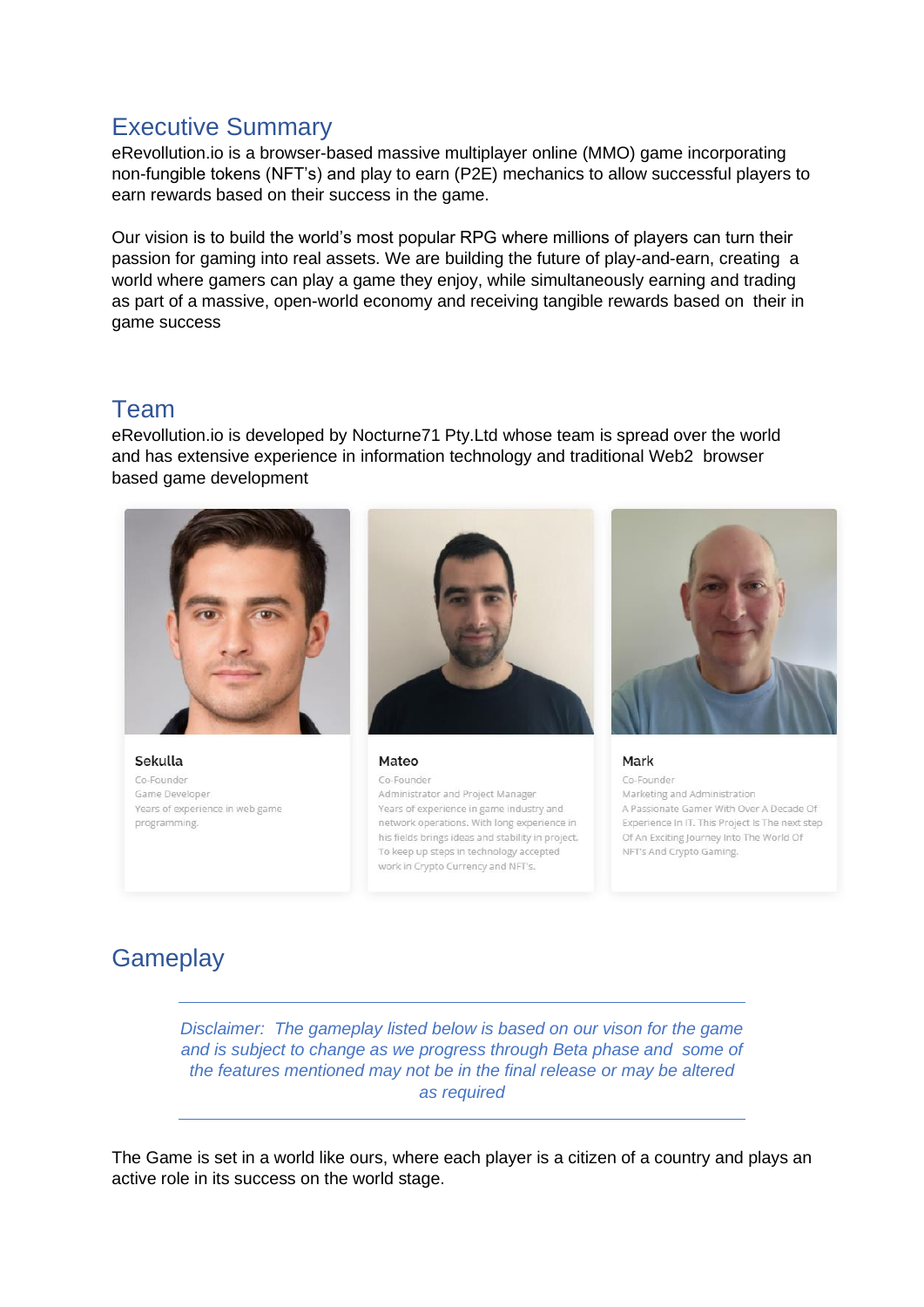## Executive Summary

eRevollution.io is a browser-based massive multiplayer online (MMO) game incorporating non-fungible tokens (NFT's) and play to earn (P2E) mechanics to allow successful players to earn rewards based on their success in the game.

Our vision is to build the world's most popular RPG where millions of players can turn their passion for gaming into real assets. We are building the future of play-and-earn, creating a world where gamers can play a game they enjoy, while simultaneously earning and trading as part of a massive, open-world economy and receiving tangible rewards based on their in game success

## Team

eRevollution.io is developed by Nocturne71 Pty.Ltd whose team is spread over the world and has extensive experience in information technology and traditional Web2 browser based game development

**Sekulla**
Co-Founder
Game Developer
Years of experience in web game programming.

**Mateo**
Co-Founder
Administrator and Project Manager
Years of experience in game industry and network operations. With long experience in his fields brings ideas and stability in project. To keep up steps in technology accepted work in Crypto Currency and NFT's.

**Mark**
Co-Founder
Marketing and Administration
A Passionate Gamer With Over A Decade Of Experience In IT. This Project Is The next step Of An Exciting Journey Into The World Of NFT's And Crypto Gaming.

## Gameplay

---

*Disclaimer: The gameplay listed below is based on our vison for the game and is subject to change as we progress through Beta phase and some of the features mentioned may not be in the final release or may be altered as required*

---

The Game is set in a world like ours, where each player is a citizen of a country and plays an active role in its success on the world stage.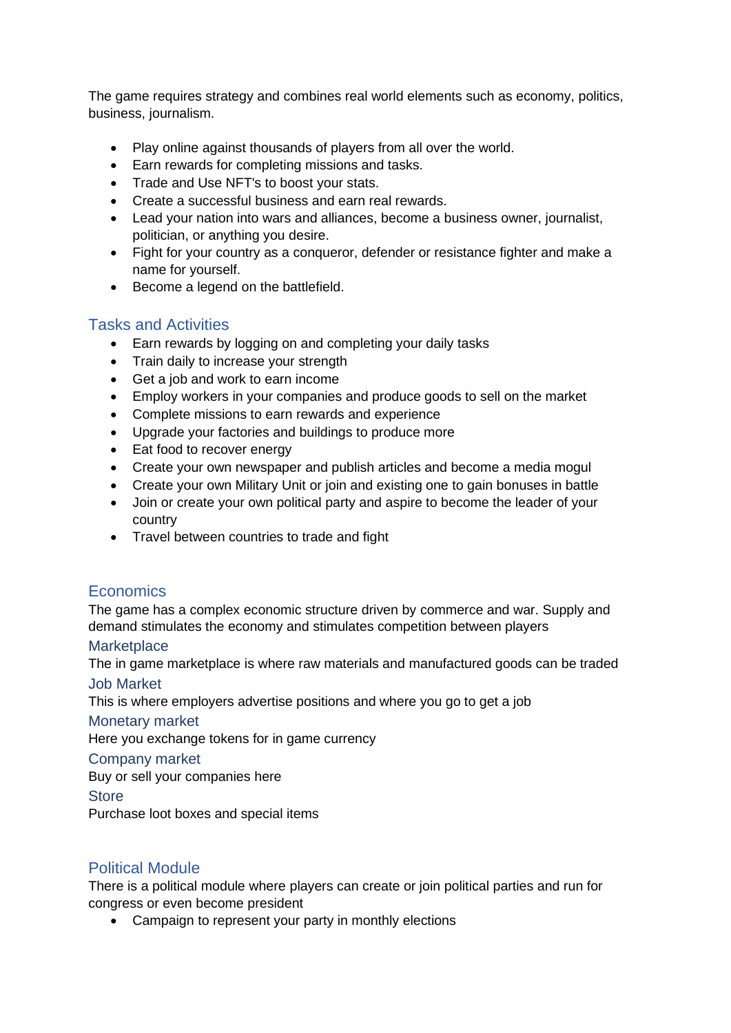The game requires strategy and combines real world elements such as economy, politics, business, journalism.

- Play online against thousands of players from all over the world.
- Earn rewards for completing missions and tasks.
- Trade and Use NFT's to boost your stats.
- Create a successful business and earn real rewards.
- Lead your nation into wars and alliances, become a business owner, journalist, politician, or anything you desire.
- Fight for your country as a conqueror, defender or resistance fighter and make a name for yourself.
- Become a legend on the battlefield.

## Tasks and Activities

- Earn rewards by logging on and completing your daily tasks
- Train daily to increase your strength
- Get a job and work to earn income
- Employ workers in your companies and produce goods to sell on the market
- Complete missions to earn rewards and experience
- Upgrade your factories and buildings to produce more
- Eat food to recover energy
- Create your own newspaper and publish articles and become a media mogul
- Create your own Military Unit or join and existing one to gain bonuses in battle
- Join or create your own political party and aspire to become the leader of your country
- Travel between countries to trade and fight

## Economics

The game has a complex economic structure driven by commerce and war. Supply and demand stimulates the economy and stimulates competition between players

### Marketplace

The in game marketplace is where raw materials and manufactured goods can be traded

### Job Market

This is where employers advertise positions and where you go to get a job

### Monetary market

Here you exchange tokens for in game currency

### Company market

Buy or sell your companies here

### Store

Purchase loot boxes and special items

## Political Module

There is a political module where players can create or join political parties and run for congress or even become president

- Campaign to represent your party in monthly elections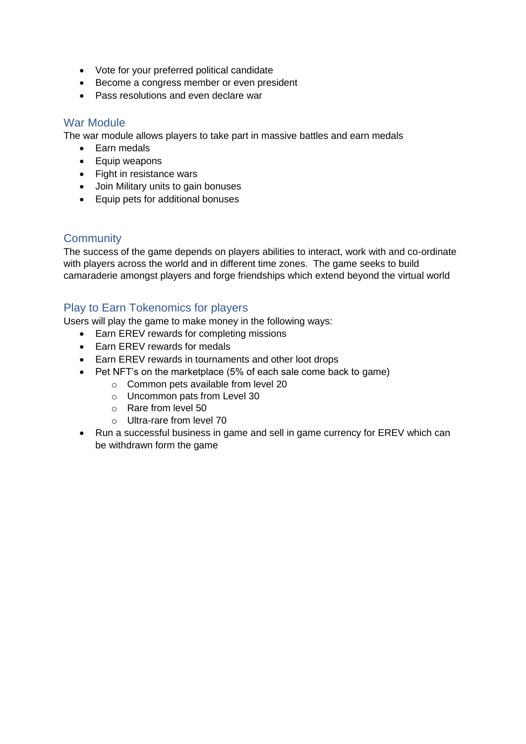- Vote for your preferred political candidate
- Become a congress member or even president
- Pass resolutions and even declare war

## War Module

The war module allows players to take part in massive battles and earn medals

- Earn medals
- Equip weapons
- Fight in resistance wars
- Join Military units to gain bonuses
- Equip pets for additional bonuses

## Community

The success of the game depends on players abilities to interact, work with and co-ordinate with players across the world and in different time zones. The game seeks to build camaraderie amongst players and forge friendships which extend beyond the virtual world

## Play to Earn Tokenomics for players

Users will play the game to make money in the following ways:

- Earn EREV rewards for completing missions
- Earn EREV rewards for medals
- Earn EREV rewards in tournaments and other loot drops
- Pet NFT's on the marketplace (5% of each sale come back to game)
  - Common pets available from level 20
  - Uncommon pats from Level 30
  - Rare from level 50
  - Ultra-rare from level 70
- Run a successful business in game and sell in game currency for EREV which can be withdrawn form the game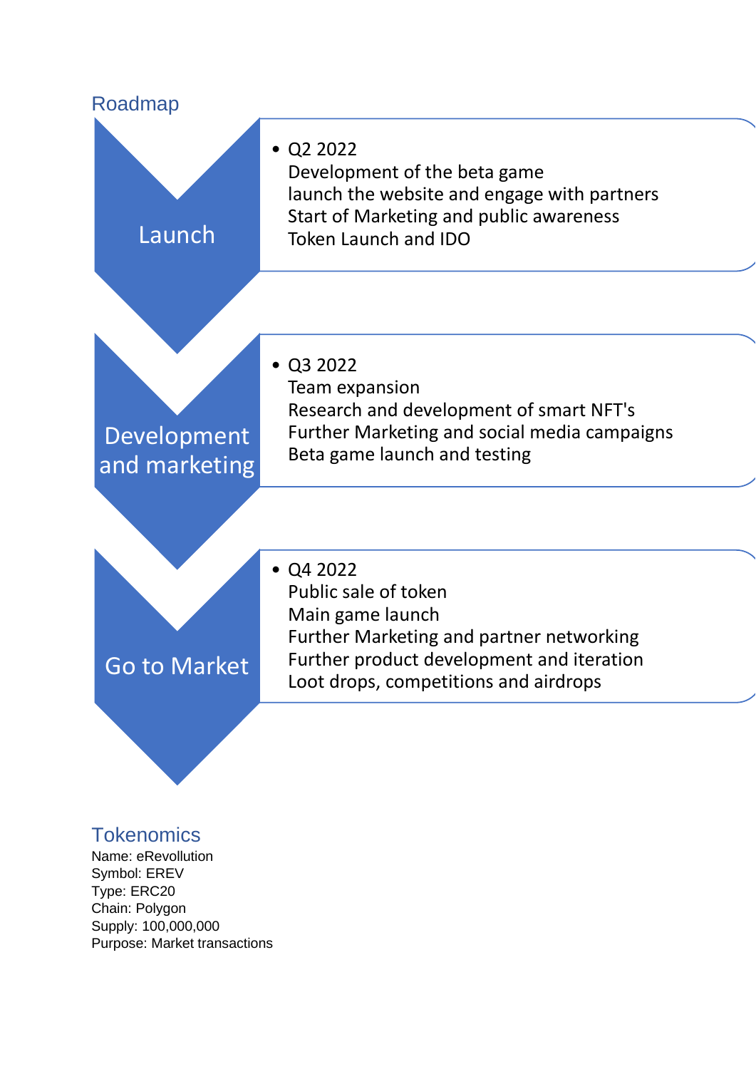## Roadmap

### Launch

- Q2 2022
  Development of the beta game
  launch the website and engage with partners
  Start of Marketing and public awareness
  Token Launch and IDO

### Development and marketing

- Q3 2022
  Team expansion
  Research and development of smart NFT's
  Further Marketing and social media campaigns
  Beta game launch and testing

### Go to Market

- Q4 2022
  Public sale of token
  Main game launch
  Further Marketing and partner networking
  Further product development and iteration
  Loot drops, competitions and airdrops

## Tokenomics

Name: eRevollution
Symbol: EREV
Type: ERC20
Chain: Polygon
Supply: 100,000,000
Purpose: Market transactions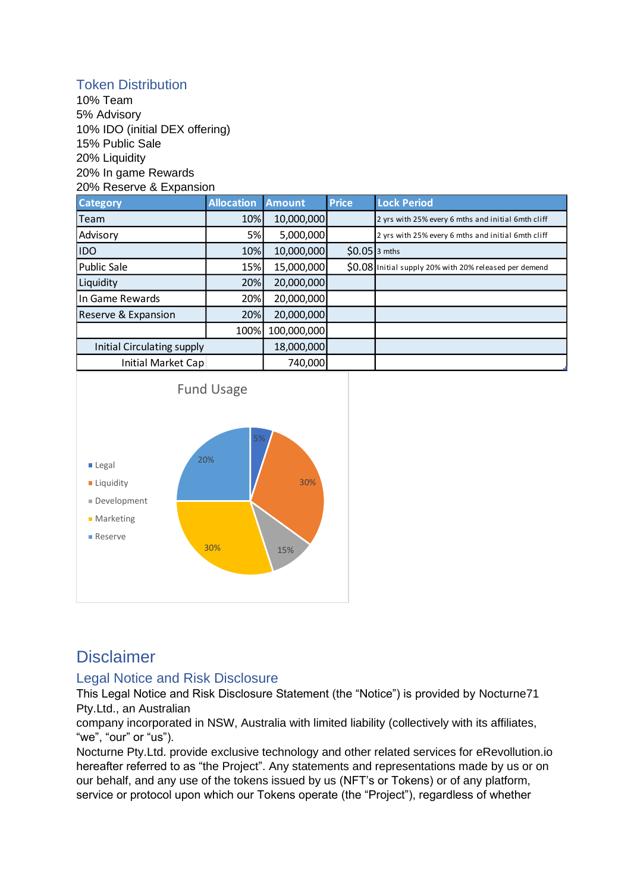## Token Distribution

10% Team
5% Advisory
10% IDO (initial DEX offering)
15% Public Sale
20% Liquidity
20% In game Rewards
20% Reserve & Expansion

| Category | Allocation | Amount | Price | Lock Period |
|---|---|---|---|---|
| Team | 10% | 10,000,000 | | 2 yrs with 25% every 6 mths and initial 6mth cliff |
| Advisory | 5% | 5,000,000 | | 2 yrs with 25% every 6 mths and initial 6mth cliff |
| IDO | 10% | 10,000,000 | $0.05 | 3 mths |
| Public Sale | 15% | 15,000,000 | $0.08 | Initial supply 20% with 20% released per demend |
| Liquidity | 20% | 20,000,000 | | |
| In Game Rewards | 20% | 20,000,000 | | |
| Reserve & Expansion | 20% | 20,000,000 | | |
| | 100% | 100,000,000 | | |
| Initial Circulating supply | | 18,000,000 | | |
| Initial Market Cap | | 740,000 | | |

**Fund Usage**

- Legal: 5%
- Liquidity: 30%
- Development: 15%
- Marketing: 30%
- Reserve: 20%

# Disclaimer

## Legal Notice and Risk Disclosure

This Legal Notice and Risk Disclosure Statement (the "Notice") is provided by Nocturne71 Pty.Ltd., an Australian
company incorporated in NSW, Australia with limited liability (collectively with its affiliates, "we", "our" or "us").
Nocturne Pty.Ltd. provide exclusive technology and other related services for eRevollution.io hereafter referred to as "the Project". Any statements and representations made by us or on our behalf, and any use of the tokens issued by us (NFT's or Tokens) or of any platform, service or protocol upon which our Tokens operate (the "Project"), regardless of whether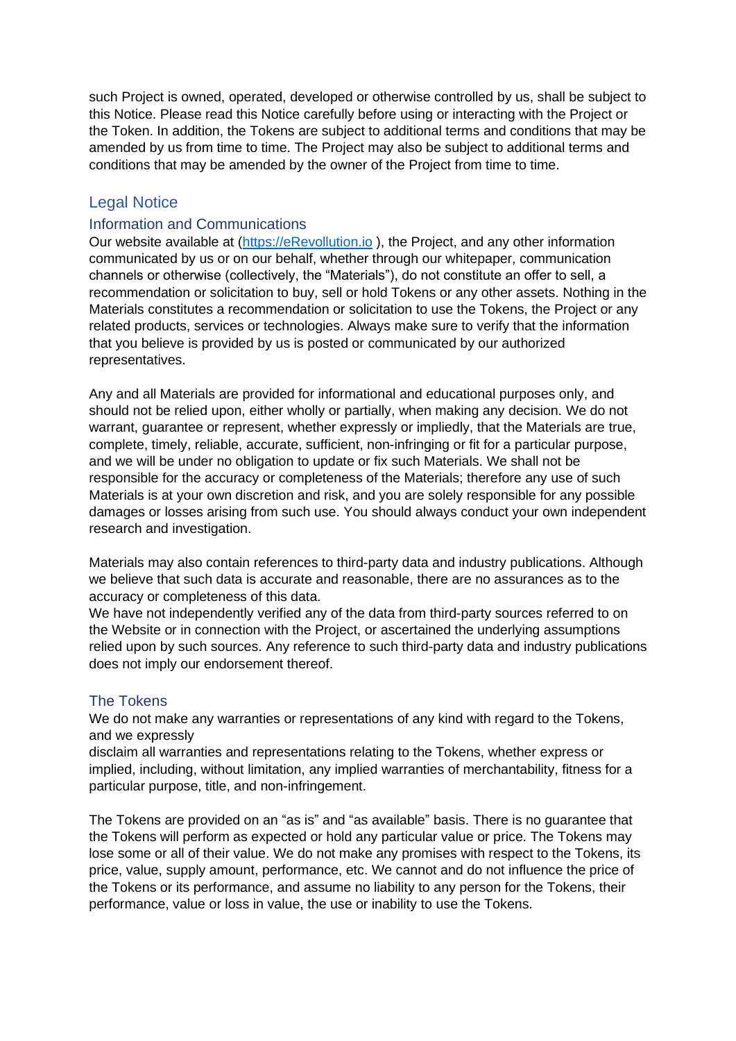such Project is owned, operated, developed or otherwise controlled by us, shall be subject to this Notice. Please read this Notice carefully before using or interacting with the Project or the Token. In addition, the Tokens are subject to additional terms and conditions that may be amended by us from time to time. The Project may also be subject to additional terms and conditions that may be amended by the owner of the Project from time to time.

## Legal Notice

### Information and Communications

Our website available at ([https://eRevollution.io](https://eRevollution.io) ), the Project, and any other information communicated by us or on our behalf, whether through our whitepaper, communication channels or otherwise (collectively, the "Materials"), do not constitute an offer to sell, a recommendation or solicitation to buy, sell or hold Tokens or any other assets. Nothing in the Materials constitutes a recommendation or solicitation to use the Tokens, the Project or any related products, services or technologies. Always make sure to verify that the information that you believe is provided by us is posted or communicated by our authorized representatives.

Any and all Materials are provided for informational and educational purposes only, and should not be relied upon, either wholly or partially, when making any decision. We do not warrant, guarantee or represent, whether expressly or impliedly, that the Materials are true, complete, timely, reliable, accurate, sufficient, non-infringing or fit for a particular purpose, and we will be under no obligation to update or fix such Materials. We shall not be responsible for the accuracy or completeness of the Materials; therefore any use of such Materials is at your own discretion and risk, and you are solely responsible for any possible damages or losses arising from such use. You should always conduct your own independent research and investigation.

Materials may also contain references to third-party data and industry publications. Although we believe that such data is accurate and reasonable, there are no assurances as to the accuracy or completeness of this data.
We have not independently verified any of the data from third-party sources referred to on the Website or in connection with the Project, or ascertained the underlying assumptions relied upon by such sources. Any reference to such third-party data and industry publications does not imply our endorsement thereof.

### The Tokens

We do not make any warranties or representations of any kind with regard to the Tokens, and we expressly
disclaim all warranties and representations relating to the Tokens, whether express or implied, including, without limitation, any implied warranties of merchantability, fitness for a particular purpose, title, and non-infringement.

The Tokens are provided on an "as is" and "as available" basis. There is no guarantee that the Tokens will perform as expected or hold any particular value or price. The Tokens may lose some or all of their value. We do not make any promises with respect to the Tokens, its price, value, supply amount, performance, etc. We cannot and do not influence the price of the Tokens or its performance, and assume no liability to any person for the Tokens, their performance, value or loss in value, the use or inability to use the Tokens.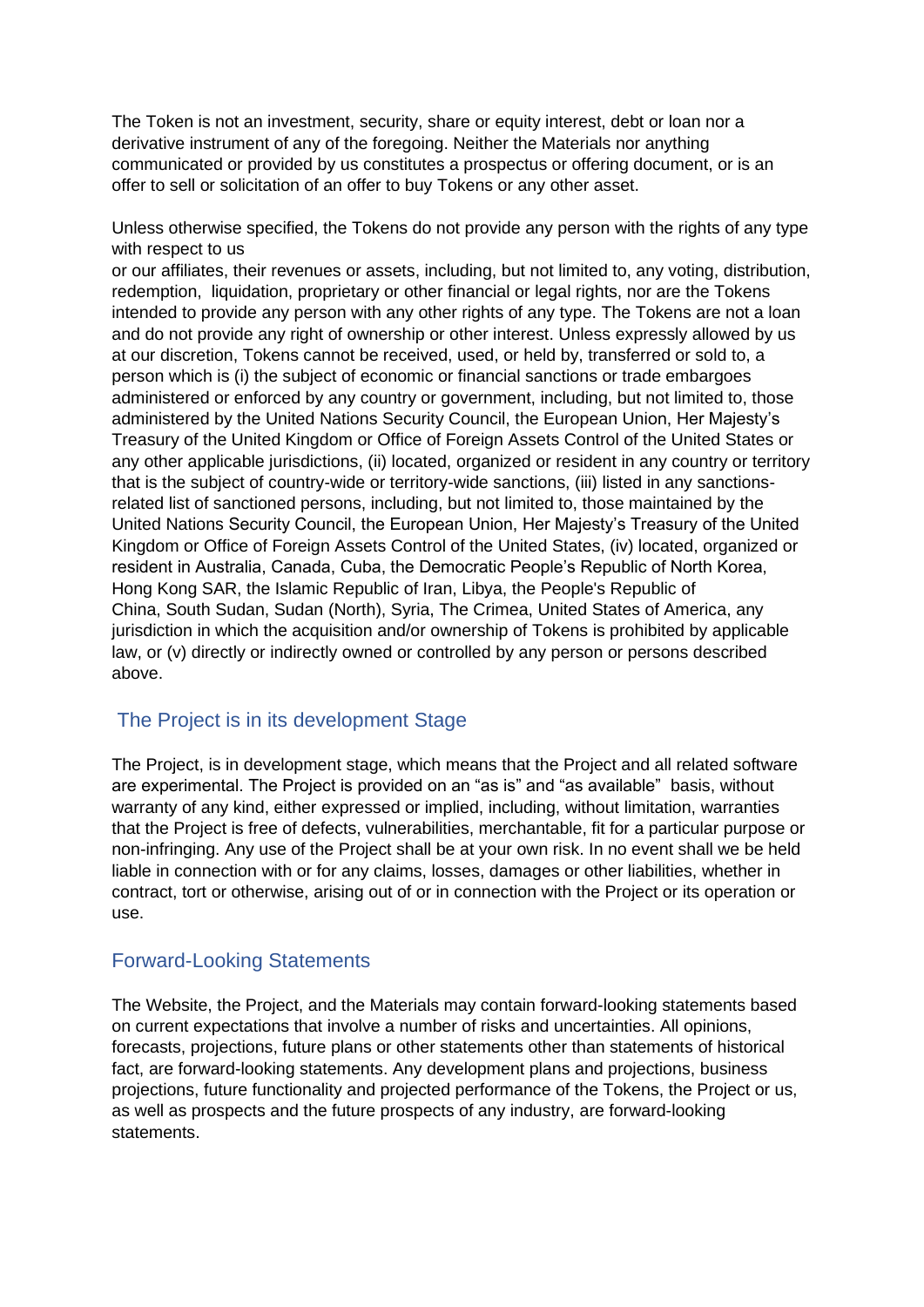The Token is not an investment, security, share or equity interest, debt or loan nor a derivative instrument of any of the foregoing. Neither the Materials nor anything communicated or provided by us constitutes a prospectus or offering document, or is an offer to sell or solicitation of an offer to buy Tokens or any other asset.

Unless otherwise specified, the Tokens do not provide any person with the rights of any type with respect to us
or our affiliates, their revenues or assets, including, but not limited to, any voting, distribution, redemption, liquidation, proprietary or other financial or legal rights, nor are the Tokens intended to provide any person with any other rights of any type. The Tokens are not a loan and do not provide any right of ownership or other interest. Unless expressly allowed by us at our discretion, Tokens cannot be received, used, or held by, transferred or sold to, a person which is (i) the subject of economic or financial sanctions or trade embargoes administered or enforced by any country or government, including, but not limited to, those administered by the United Nations Security Council, the European Union, Her Majesty's Treasury of the United Kingdom or Office of Foreign Assets Control of the United States or any other applicable jurisdictions, (ii) located, organized or resident in any country or territory that is the subject of country-wide or territory-wide sanctions, (iii) listed in any sanctions-related list of sanctioned persons, including, but not limited to, those maintained by the United Nations Security Council, the European Union, Her Majesty's Treasury of the United Kingdom or Office of Foreign Assets Control of the United States, (iv) located, organized or resident in Australia, Canada, Cuba, the Democratic People's Republic of North Korea, Hong Kong SAR, the Islamic Republic of Iran, Libya, the People's Republic of China, South Sudan, Sudan (North), Syria, The Crimea, United States of America, any jurisdiction in which the acquisition and/or ownership of Tokens is prohibited by applicable law, or (v) directly or indirectly owned or controlled by any person or persons described above.

## The Project is in its development Stage

The Project, is in development stage, which means that the Project and all related software are experimental. The Project is provided on an "as is" and "as available" basis, without warranty of any kind, either expressed or implied, including, without limitation, warranties that the Project is free of defects, vulnerabilities, merchantable, fit for a particular purpose or non-infringing. Any use of the Project shall be at your own risk. In no event shall we be held liable in connection with or for any claims, losses, damages or other liabilities, whether in contract, tort or otherwise, arising out of or in connection with the Project or its operation or use.

## Forward-Looking Statements

The Website, the Project, and the Materials may contain forward-looking statements based on current expectations that involve a number of risks and uncertainties. All opinions, forecasts, projections, future plans or other statements other than statements of historical fact, are forward-looking statements. Any development plans and projections, business projections, future functionality and projected performance of the Tokens, the Project or us, as well as prospects and the future prospects of any industry, are forward-looking statements.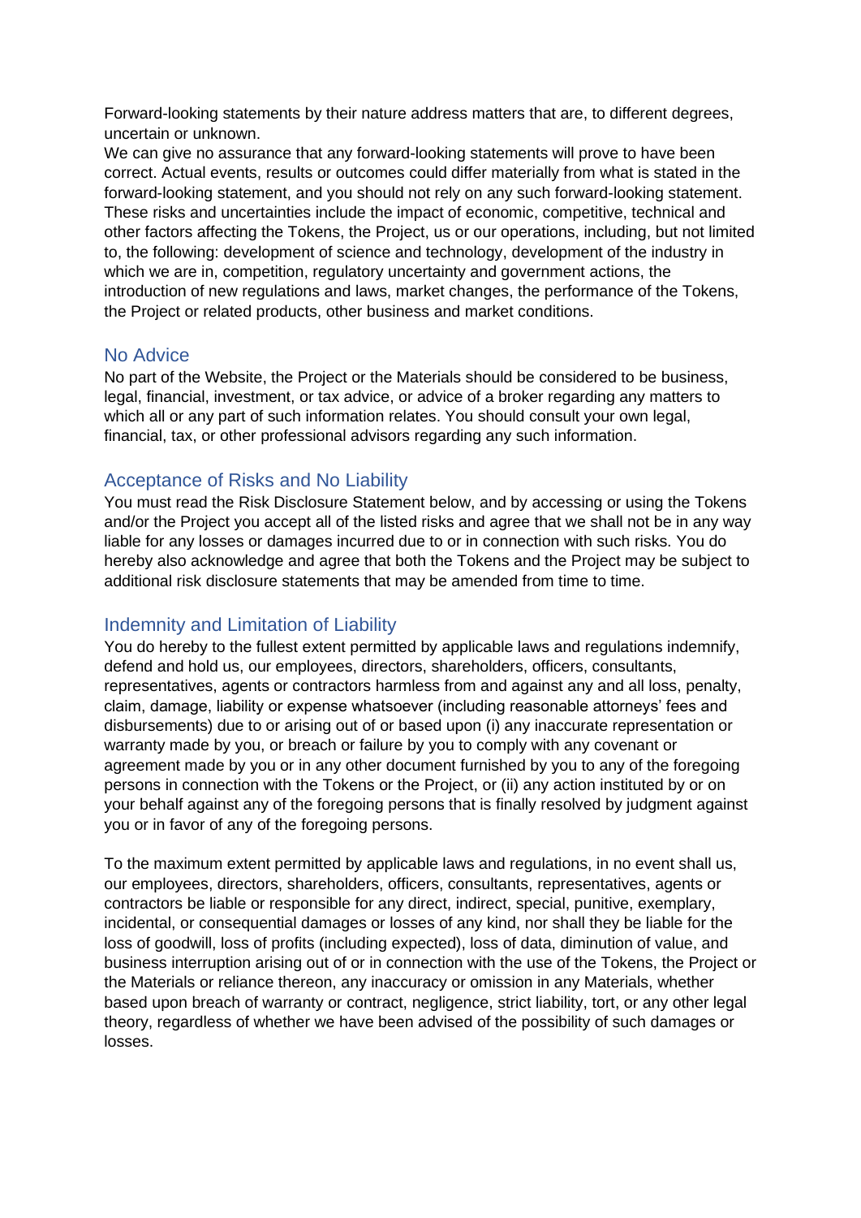Forward-looking statements by their nature address matters that are, to different degrees, uncertain or unknown.
We can give no assurance that any forward-looking statements will prove to have been correct. Actual events, results or outcomes could differ materially from what is stated in the forward-looking statement, and you should not rely on any such forward-looking statement. These risks and uncertainties include the impact of economic, competitive, technical and other factors affecting the Tokens, the Project, us or our operations, including, but not limited to, the following: development of science and technology, development of the industry in which we are in, competition, regulatory uncertainty and government actions, the introduction of new regulations and laws, market changes, the performance of the Tokens, the Project or related products, other business and market conditions.

## No Advice

No part of the Website, the Project or the Materials should be considered to be business, legal, financial, investment, or tax advice, or advice of a broker regarding any matters to which all or any part of such information relates. You should consult your own legal, financial, tax, or other professional advisors regarding any such information.

## Acceptance of Risks and No Liability

You must read the Risk Disclosure Statement below, and by accessing or using the Tokens and/or the Project you accept all of the listed risks and agree that we shall not be in any way liable for any losses or damages incurred due to or in connection with such risks. You do hereby also acknowledge and agree that both the Tokens and the Project may be subject to additional risk disclosure statements that may be amended from time to time.

## Indemnity and Limitation of Liability

You do hereby to the fullest extent permitted by applicable laws and regulations indemnify, defend and hold us, our employees, directors, shareholders, officers, consultants, representatives, agents or contractors harmless from and against any and all loss, penalty, claim, damage, liability or expense whatsoever (including reasonable attorneys' fees and disbursements) due to or arising out of or based upon (i) any inaccurate representation or warranty made by you, or breach or failure by you to comply with any covenant or agreement made by you or in any other document furnished by you to any of the foregoing persons in connection with the Tokens or the Project, or (ii) any action instituted by or on your behalf against any of the foregoing persons that is finally resolved by judgment against you or in favor of any of the foregoing persons.

To the maximum extent permitted by applicable laws and regulations, in no event shall us, our employees, directors, shareholders, officers, consultants, representatives, agents or contractors be liable or responsible for any direct, indirect, special, punitive, exemplary, incidental, or consequential damages or losses of any kind, nor shall they be liable for the loss of goodwill, loss of profits (including expected), loss of data, diminution of value, and business interruption arising out of or in connection with the use of the Tokens, the Project or the Materials or reliance thereon, any inaccuracy or omission in any Materials, whether based upon breach of warranty or contract, negligence, strict liability, tort, or any other legal theory, regardless of whether we have been advised of the possibility of such damages or losses.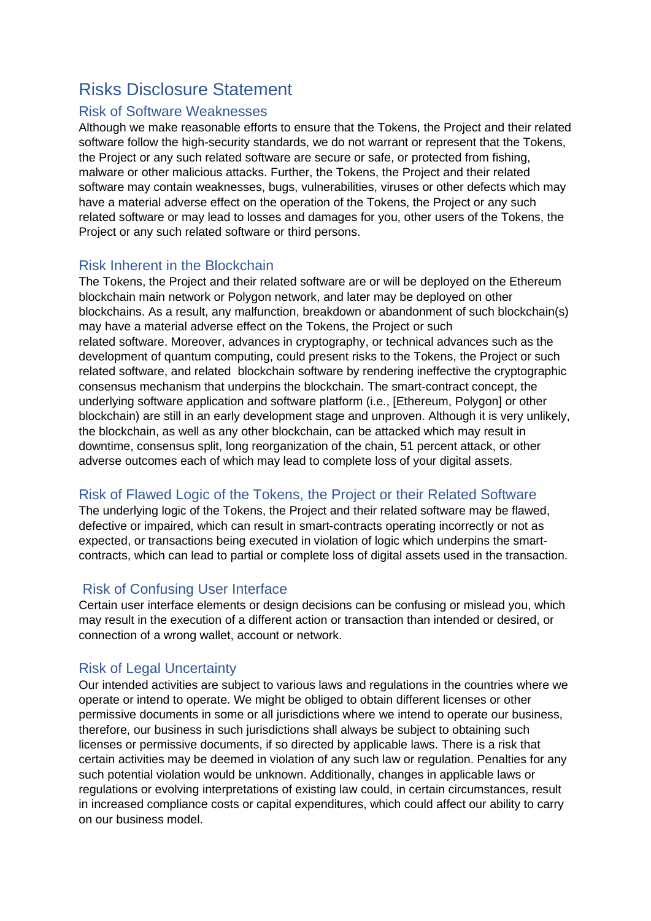# Risks Disclosure Statement

## Risk of Software Weaknesses

Although we make reasonable efforts to ensure that the Tokens, the Project and their related software follow the high-security standards, we do not warrant or represent that the Tokens, the Project or any such related software are secure or safe, or protected from fishing, malware or other malicious attacks. Further, the Tokens, the Project and their related software may contain weaknesses, bugs, vulnerabilities, viruses or other defects which may have a material adverse effect on the operation of the Tokens, the Project or any such related software or may lead to losses and damages for you, other users of the Tokens, the Project or any such related software or third persons.

## Risk Inherent in the Blockchain

The Tokens, the Project and their related software are or will be deployed on the Ethereum blockchain main network or Polygon network, and later may be deployed on other blockchains. As a result, any malfunction, breakdown or abandonment of such blockchain(s) may have a material adverse effect on the Tokens, the Project or such related software. Moreover, advances in cryptography, or technical advances such as the development of quantum computing, could present risks to the Tokens, the Project or such related software, and related blockchain software by rendering ineffective the cryptographic consensus mechanism that underpins the blockchain. The smart-contract concept, the underlying software application and software platform (i.e., [Ethereum, Polygon] or other blockchain) are still in an early development stage and unproven. Although it is very unlikely, the blockchain, as well as any other blockchain, can be attacked which may result in downtime, consensus split, long reorganization of the chain, 51 percent attack, or other adverse outcomes each of which may lead to complete loss of your digital assets.

## Risk of Flawed Logic of the Tokens, the Project or their Related Software

The underlying logic of the Tokens, the Project and their related software may be flawed, defective or impaired, which can result in smart-contracts operating incorrectly or not as expected, or transactions being executed in violation of logic which underpins the smart-contracts, which can lead to partial or complete loss of digital assets used in the transaction.

## Risk of Confusing User Interface

Certain user interface elements or design decisions can be confusing or mislead you, which may result in the execution of a different action or transaction than intended or desired, or connection of a wrong wallet, account or network.

## Risk of Legal Uncertainty

Our intended activities are subject to various laws and regulations in the countries where we operate or intend to operate. We might be obliged to obtain different licenses or other permissive documents in some or all jurisdictions where we intend to operate our business, therefore, our business in such jurisdictions shall always be subject to obtaining such licenses or permissive documents, if so directed by applicable laws. There is a risk that certain activities may be deemed in violation of any such law or regulation. Penalties for any such potential violation would be unknown. Additionally, changes in applicable laws or regulations or evolving interpretations of existing law could, in certain circumstances, result in increased compliance costs or capital expenditures, which could affect our ability to carry on our business model.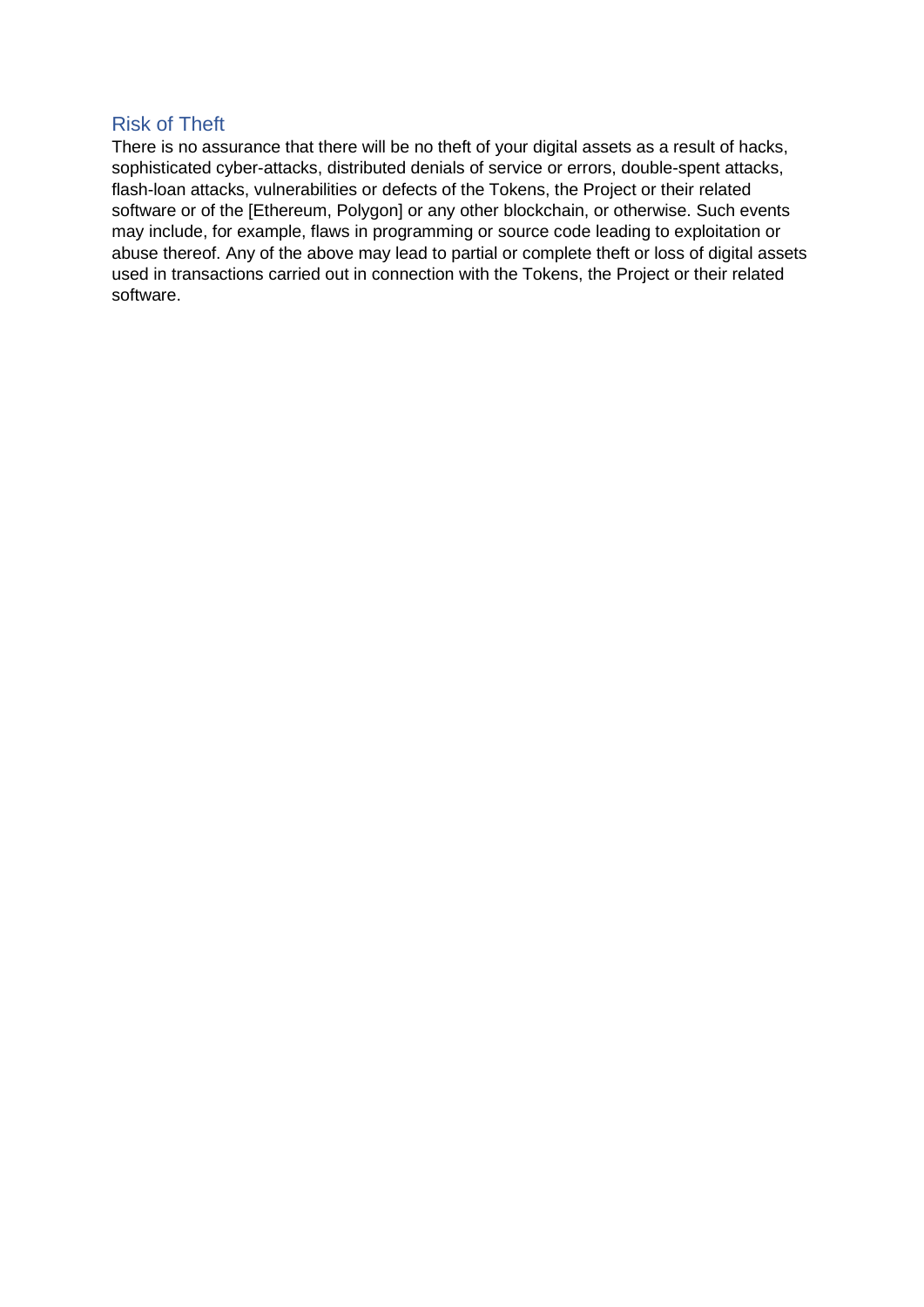## Risk of Theft

There is no assurance that there will be no theft of your digital assets as a result of hacks, sophisticated cyber-attacks, distributed denials of service or errors, double-spent attacks, flash-loan attacks, vulnerabilities or defects of the Tokens, the Project or their related software or of the [Ethereum, Polygon] or any other blockchain, or otherwise. Such events may include, for example, flaws in programming or source code leading to exploitation or abuse thereof. Any of the above may lead to partial or complete theft or loss of digital assets used in transactions carried out in connection with the Tokens, the Project or their related software.